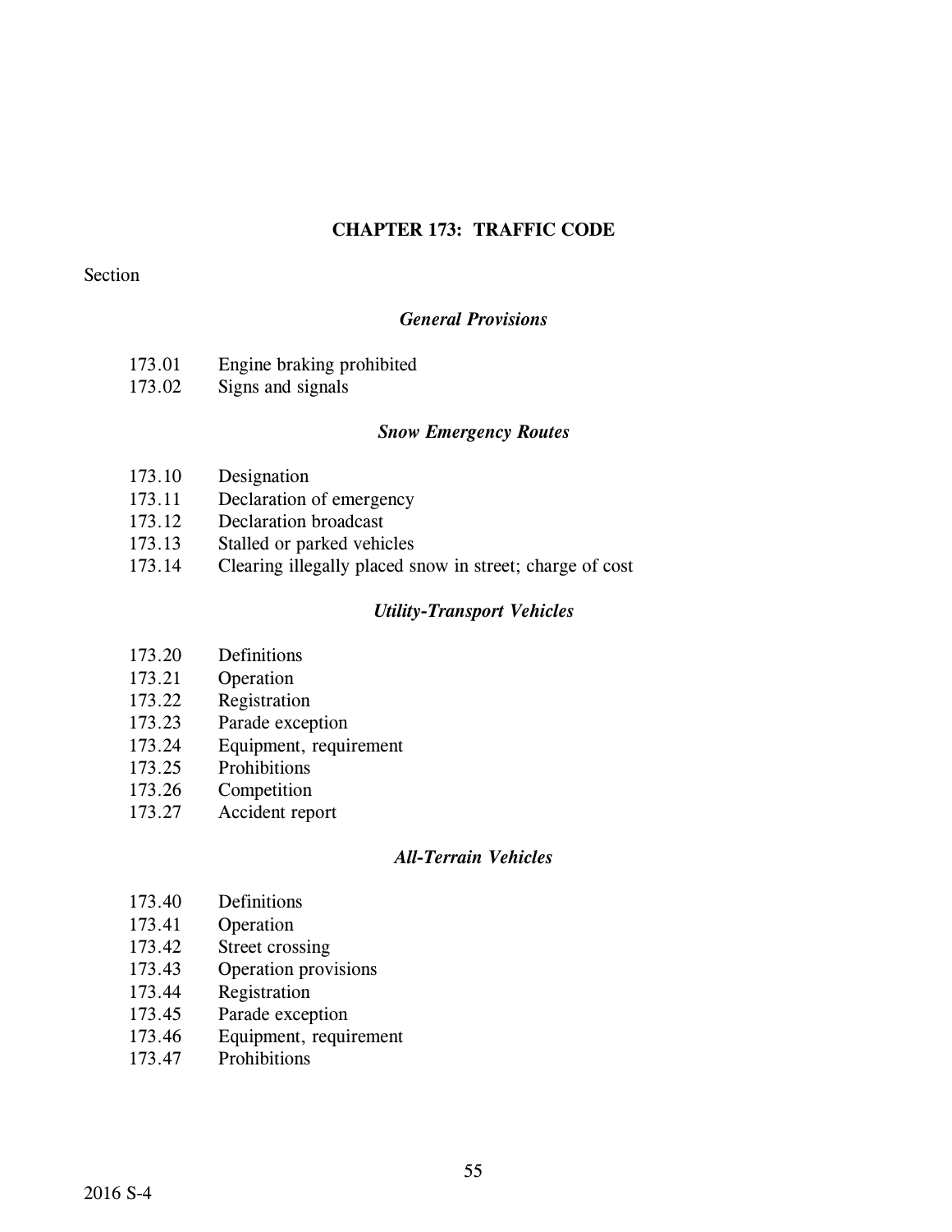# CHAPTER 173: TRAFFIC CODE

Section

### *General Provisions*

173.01 Engine braking prohibited
173.02 Signs and signals

### *Snow Emergency Routes*

173.10 Designation
173.11 Declaration of emergency
173.12 Declaration broadcast
173.13 Stalled or parked vehicles
173.14 Clearing illegally placed snow in street; charge of cost

### *Utility-Transport Vehicles*

173.20 Definitions
173.21 Operation
173.22 Registration
173.23 Parade exception
173.24 Equipment, requirement
173.25 Prohibitions
173.26 Competition
173.27 Accident report

### *All-Terrain Vehicles*

173.40 Definitions
173.41 Operation
173.42 Street crossing
173.43 Operation provisions
173.44 Registration
173.45 Parade exception
173.46 Equipment, requirement
173.47 Prohibitions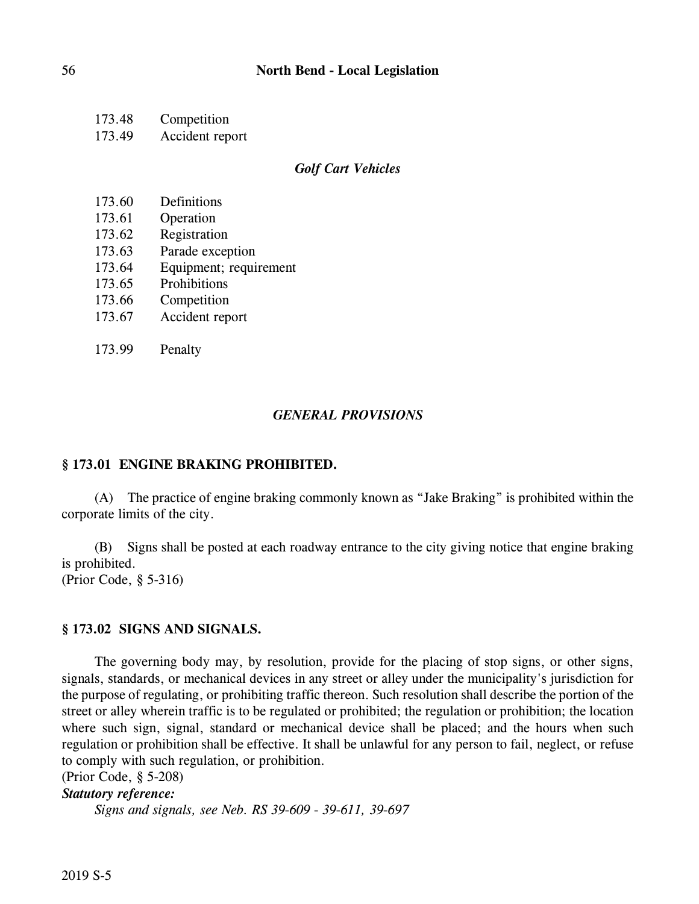173.48 Competition
173.49 Accident report

*Golf Cart Vehicles*

173.60 Definitions
173.61 Operation
173.62 Registration
173.63 Parade exception
173.64 Equipment; requirement
173.65 Prohibitions
173.66 Competition
173.67 Accident report

173.99 Penalty

## *GENERAL PROVISIONS*

### § 173.01 ENGINE BRAKING PROHIBITED.

(A) The practice of engine braking commonly known as "Jake Braking" is prohibited within the corporate limits of the city.

(B) Signs shall be posted at each roadway entrance to the city giving notice that engine braking is prohibited.
(Prior Code, § 5-316)

### § 173.02 SIGNS AND SIGNALS.

The governing body may, by resolution, provide for the placing of stop signs, or other signs, signals, standards, or mechanical devices in any street or alley under the municipality's jurisdiction for the purpose of regulating, or prohibiting traffic thereon. Such resolution shall describe the portion of the street or alley wherein traffic is to be regulated or prohibited; the regulation or prohibition; the location where such sign, signal, standard or mechanical device shall be placed; and the hours when such regulation or prohibition shall be effective. It shall be unlawful for any person to fail, neglect, or refuse to comply with such regulation, or prohibition.
(Prior Code, § 5-208)

***Statutory reference:***

*Signs and signals, see Neb. RS 39-609 - 39-611, 39-697*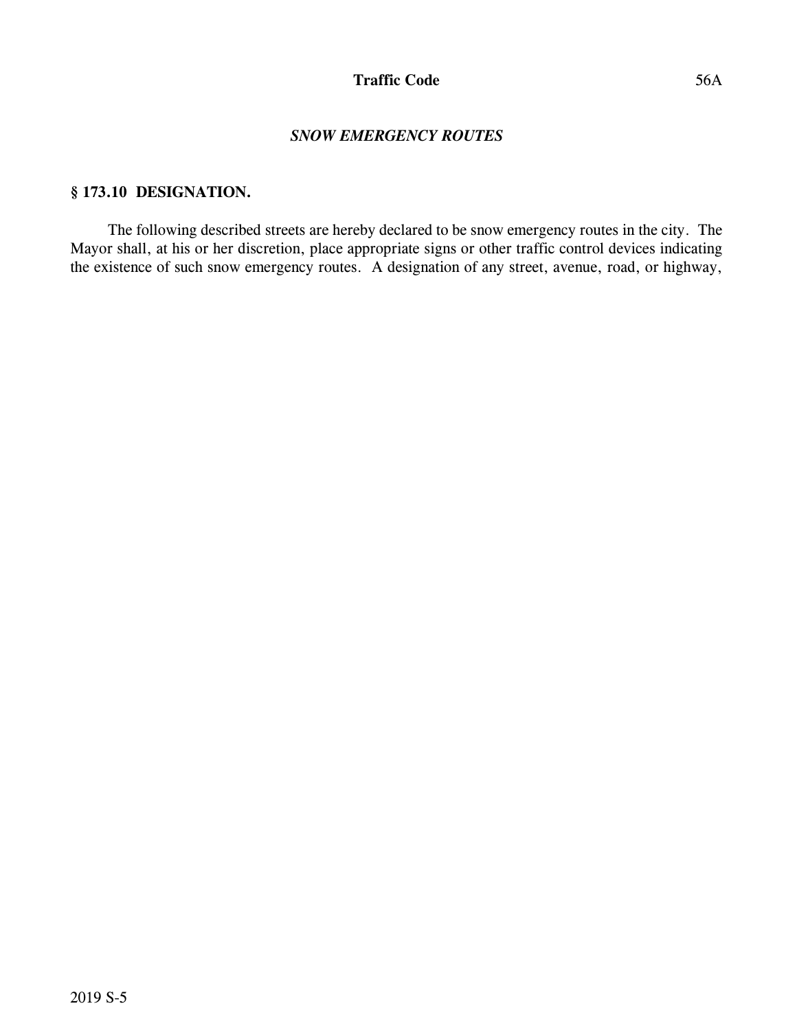## *SNOW EMERGENCY ROUTES*

### § 173.10 DESIGNATION.

The following described streets are hereby declared to be snow emergency routes in the city. The Mayor shall, at his or her discretion, place appropriate signs or other traffic control devices indicating the existence of such snow emergency routes. A designation of any street, avenue, road, or highway,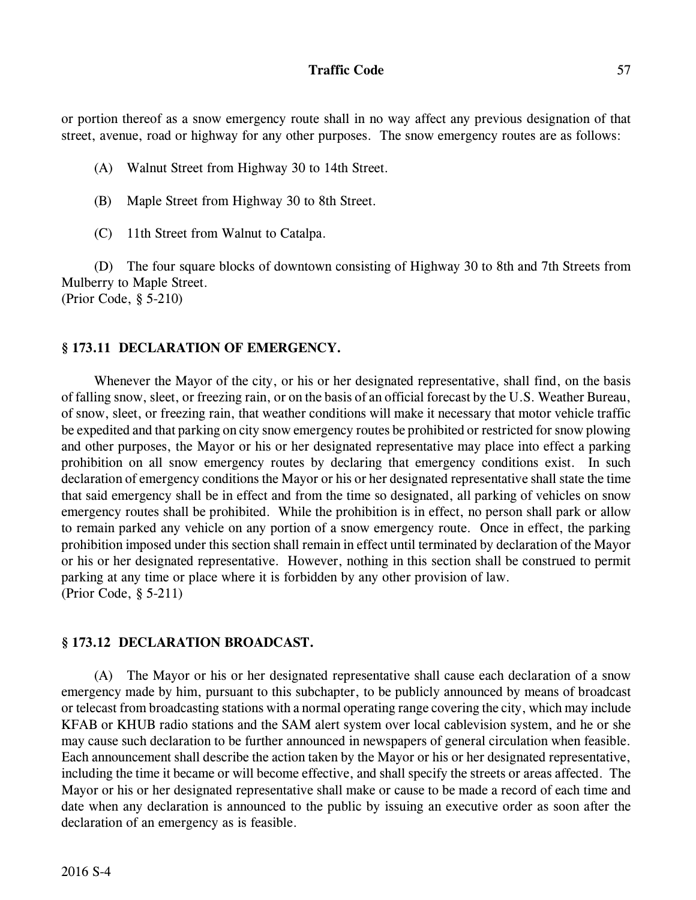or portion thereof as a snow emergency route shall in no way affect any previous designation of that street, avenue, road or highway for any other purposes. The snow emergency routes are as follows:

(A) Walnut Street from Highway 30 to 14th Street.

(B) Maple Street from Highway 30 to 8th Street.

(C) 11th Street from Walnut to Catalpa.

(D) The four square blocks of downtown consisting of Highway 30 to 8th and 7th Streets from Mulberry to Maple Street.
(Prior Code, § 5-210)

### § 173.11 DECLARATION OF EMERGENCY.

Whenever the Mayor of the city, or his or her designated representative, shall find, on the basis of falling snow, sleet, or freezing rain, or on the basis of an official forecast by the U.S. Weather Bureau, of snow, sleet, or freezing rain, that weather conditions will make it necessary that motor vehicle traffic be expedited and that parking on city snow emergency routes be prohibited or restricted for snow plowing and other purposes, the Mayor or his or her designated representative may place into effect a parking prohibition on all snow emergency routes by declaring that emergency conditions exist. In such declaration of emergency conditions the Mayor or his or her designated representative shall state the time that said emergency shall be in effect and from the time so designated, all parking of vehicles on snow emergency routes shall be prohibited. While the prohibition is in effect, no person shall park or allow to remain parked any vehicle on any portion of a snow emergency route. Once in effect, the parking prohibition imposed under this section shall remain in effect until terminated by declaration of the Mayor or his or her designated representative. However, nothing in this section shall be construed to permit parking at any time or place where it is forbidden by any other provision of law.
(Prior Code, § 5-211)

### § 173.12 DECLARATION BROADCAST.

(A) The Mayor or his or her designated representative shall cause each declaration of a snow emergency made by him, pursuant to this subchapter, to be publicly announced by means of broadcast or telecast from broadcasting stations with a normal operating range covering the city, which may include KFAB or KHUB radio stations and the SAM alert system over local cablevision system, and he or she may cause such declaration to be further announced in newspapers of general circulation when feasible. Each announcement shall describe the action taken by the Mayor or his or her designated representative, including the time it became or will become effective, and shall specify the streets or areas affected. The Mayor or his or her designated representative shall make or cause to be made a record of each time and date when any declaration is announced to the public by issuing an executive order as soon after the declaration of an emergency as is feasible.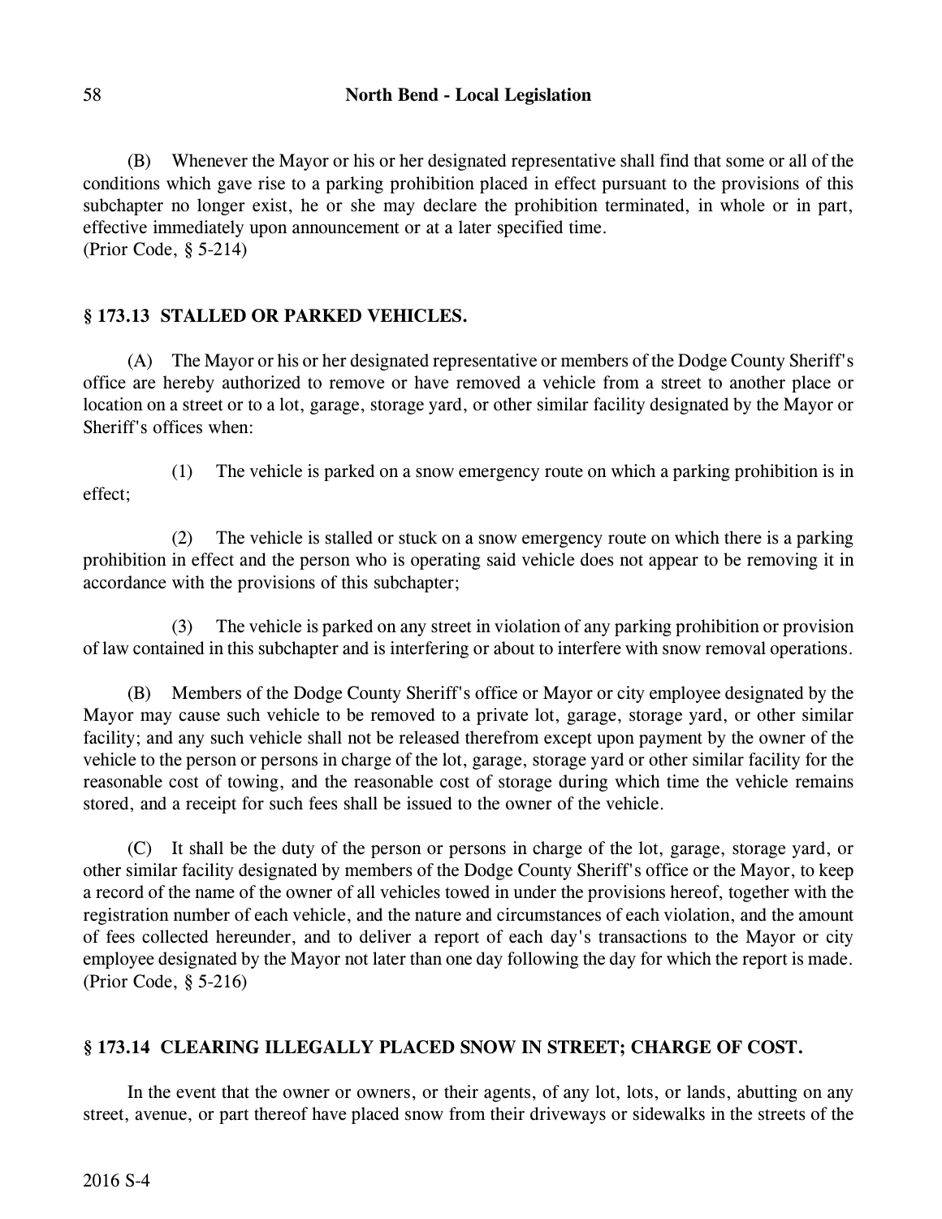(B) Whenever the Mayor or his or her designated representative shall find that some or all of the conditions which gave rise to a parking prohibition placed in effect pursuant to the provisions of this subchapter no longer exist, he or she may declare the prohibition terminated, in whole or in part, effective immediately upon announcement or at a later specified time.
(Prior Code, § 5-214)

## § 173.13 STALLED OR PARKED VEHICLES.

(A) The Mayor or his or her designated representative or members of the Dodge County Sheriff's office are hereby authorized to remove or have removed a vehicle from a street to another place or location on a street or to a lot, garage, storage yard, or other similar facility designated by the Mayor or Sheriff's offices when:

(1) The vehicle is parked on a snow emergency route on which a parking prohibition is in effect;

(2) The vehicle is stalled or stuck on a snow emergency route on which there is a parking prohibition in effect and the person who is operating said vehicle does not appear to be removing it in accordance with the provisions of this subchapter;

(3) The vehicle is parked on any street in violation of any parking prohibition or provision of law contained in this subchapter and is interfering or about to interfere with snow removal operations.

(B) Members of the Dodge County Sheriff's office or Mayor or city employee designated by the Mayor may cause such vehicle to be removed to a private lot, garage, storage yard, or other similar facility; and any such vehicle shall not be released therefrom except upon payment by the owner of the vehicle to the person or persons in charge of the lot, garage, storage yard or other similar facility for the reasonable cost of towing, and the reasonable cost of storage during which time the vehicle remains stored, and a receipt for such fees shall be issued to the owner of the vehicle.

(C) It shall be the duty of the person or persons in charge of the lot, garage, storage yard, or other similar facility designated by members of the Dodge County Sheriff's office or the Mayor, to keep a record of the name of the owner of all vehicles towed in under the provisions hereof, together with the registration number of each vehicle, and the nature and circumstances of each violation, and the amount of fees collected hereunder, and to deliver a report of each day's transactions to the Mayor or city employee designated by the Mayor not later than one day following the day for which the report is made.
(Prior Code, § 5-216)

## § 173.14 CLEARING ILLEGALLY PLACED SNOW IN STREET; CHARGE OF COST.

In the event that the owner or owners, or their agents, of any lot, lots, or lands, abutting on any street, avenue, or part thereof have placed snow from their driveways or sidewalks in the streets of the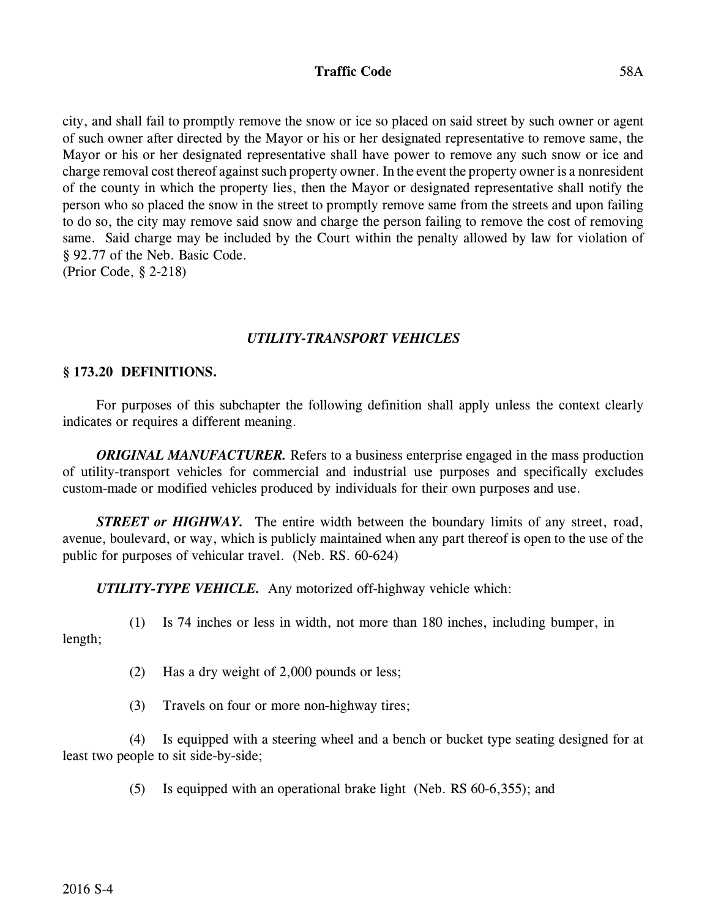city, and shall fail to promptly remove the snow or ice so placed on said street by such owner or agent of such owner after directed by the Mayor or his or her designated representative to remove same, the Mayor or his or her designated representative shall have power to remove any such snow or ice and charge removal cost thereof against such property owner. In the event the property owner is a nonresident of the county in which the property lies, then the Mayor or designated representative shall notify the person who so placed the snow in the street to promptly remove same from the streets and upon failing to do so, the city may remove said snow and charge the person failing to remove the cost of removing same. Said charge may be included by the Court within the penalty allowed by law for violation of § 92.77 of the Neb. Basic Code.
(Prior Code, § 2-218)

## *UTILITY-TRANSPORT VEHICLES*

### § 173.20 DEFINITIONS.

For purposes of this subchapter the following definition shall apply unless the context clearly indicates or requires a different meaning.

***ORIGINAL MANUFACTURER.*** Refers to a business enterprise engaged in the mass production of utility-transport vehicles for commercial and industrial use purposes and specifically excludes custom-made or modified vehicles produced by individuals for their own purposes and use.

***STREET or HIGHWAY.*** The entire width between the boundary limits of any street, road, avenue, boulevard, or way, which is publicly maintained when any part thereof is open to the use of the public for purposes of vehicular travel. (Neb. RS. 60-624)

***UTILITY-TYPE VEHICLE.*** Any motorized off-highway vehicle which:

(1) Is 74 inches or less in width, not more than 180 inches, including bumper, in length;

(2) Has a dry weight of 2,000 pounds or less;

(3) Travels on four or more non-highway tires;

(4) Is equipped with a steering wheel and a bench or bucket type seating designed for at least two people to sit side-by-side;

(5) Is equipped with an operational brake light (Neb. RS 60-6,355); and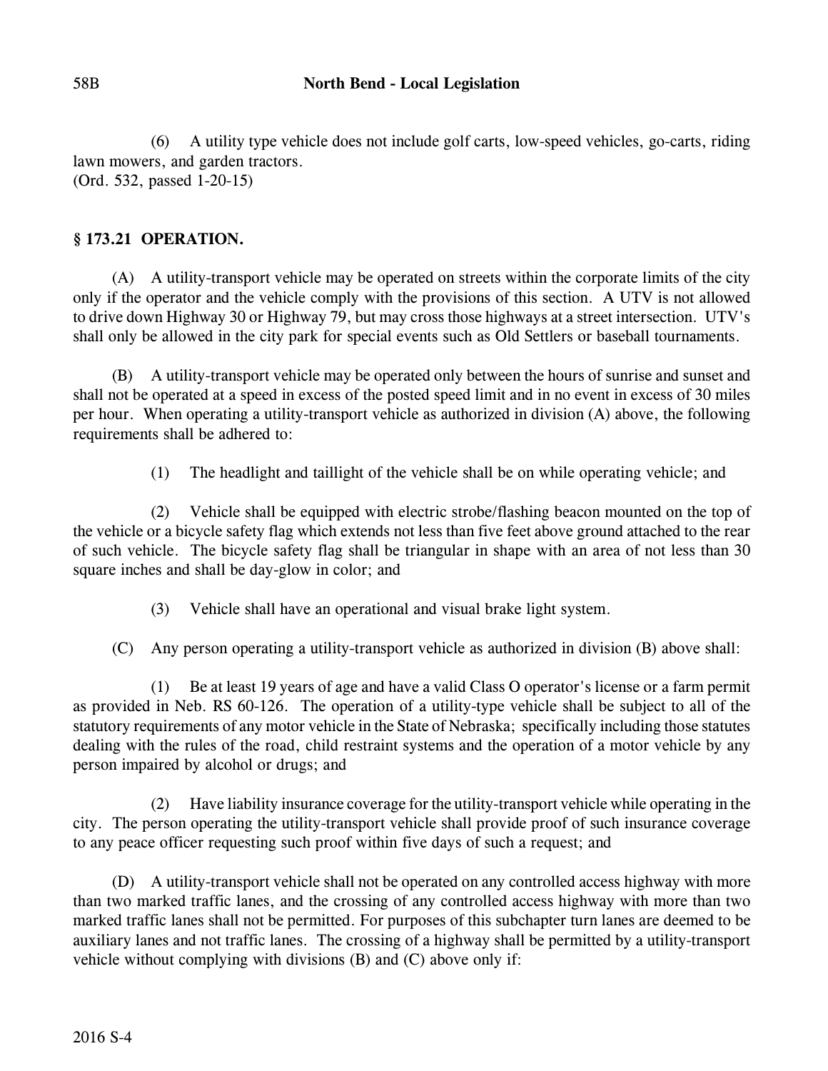(6) A utility type vehicle does not include golf carts, low-speed vehicles, go-carts, riding lawn mowers, and garden tractors.
(Ord. 532, passed 1-20-15)

## § 173.21 OPERATION.

(A) A utility-transport vehicle may be operated on streets within the corporate limits of the city only if the operator and the vehicle comply with the provisions of this section. A UTV is not allowed to drive down Highway 30 or Highway 79, but may cross those highways at a street intersection. UTV's shall only be allowed in the city park for special events such as Old Settlers or baseball tournaments.

(B) A utility-transport vehicle may be operated only between the hours of sunrise and sunset and shall not be operated at a speed in excess of the posted speed limit and in no event in excess of 30 miles per hour. When operating a utility-transport vehicle as authorized in division (A) above, the following requirements shall be adhered to:

(1) The headlight and taillight of the vehicle shall be on while operating vehicle; and

(2) Vehicle shall be equipped with electric strobe/flashing beacon mounted on the top of the vehicle or a bicycle safety flag which extends not less than five feet above ground attached to the rear of such vehicle. The bicycle safety flag shall be triangular in shape with an area of not less than 30 square inches and shall be day-glow in color; and

(3) Vehicle shall have an operational and visual brake light system.

(C) Any person operating a utility-transport vehicle as authorized in division (B) above shall:

(1) Be at least 19 years of age and have a valid Class O operator's license or a farm permit as provided in Neb. RS 60-126. The operation of a utility-type vehicle shall be subject to all of the statutory requirements of any motor vehicle in the State of Nebraska; specifically including those statutes dealing with the rules of the road, child restraint systems and the operation of a motor vehicle by any person impaired by alcohol or drugs; and

(2) Have liability insurance coverage for the utility-transport vehicle while operating in the city. The person operating the utility-transport vehicle shall provide proof of such insurance coverage to any peace officer requesting such proof within five days of such a request; and

(D) A utility-transport vehicle shall not be operated on any controlled access highway with more than two marked traffic lanes, and the crossing of any controlled access highway with more than two marked traffic lanes shall not be permitted. For purposes of this subchapter turn lanes are deemed to be auxiliary lanes and not traffic lanes. The crossing of a highway shall be permitted by a utility-transport vehicle without complying with divisions (B) and (C) above only if: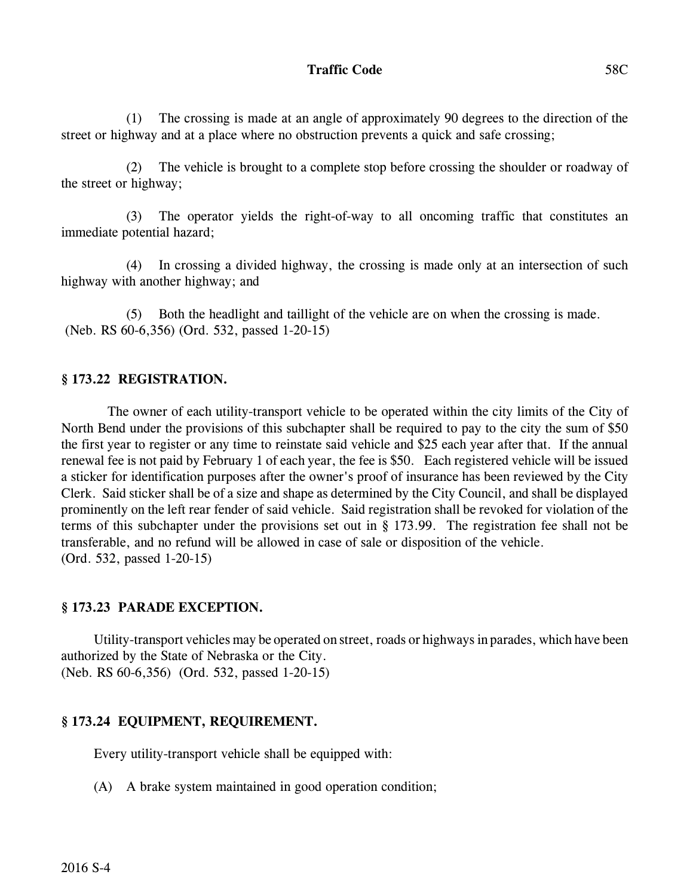(1) The crossing is made at an angle of approximately 90 degrees to the direction of the street or highway and at a place where no obstruction prevents a quick and safe crossing;

(2) The vehicle is brought to a complete stop before crossing the shoulder or roadway of the street or highway;

(3) The operator yields the right-of-way to all oncoming traffic that constitutes an immediate potential hazard;

(4) In crossing a divided highway, the crossing is made only at an intersection of such highway with another highway; and

(5) Both the headlight and taillight of the vehicle are on when the crossing is made.
(Neb. RS 60-6,356) (Ord. 532, passed 1-20-15)

## § 173.22 REGISTRATION.

The owner of each utility-transport vehicle to be operated within the city limits of the City of North Bend under the provisions of this subchapter shall be required to pay to the city the sum of $50 the first year to register or any time to reinstate said vehicle and $25 each year after that. If the annual renewal fee is not paid by February 1 of each year, the fee is $50. Each registered vehicle will be issued a sticker for identification purposes after the owner's proof of insurance has been reviewed by the City Clerk. Said sticker shall be of a size and shape as determined by the City Council, and shall be displayed prominently on the left rear fender of said vehicle. Said registration shall be revoked for violation of the terms of this subchapter under the provisions set out in § 173.99. The registration fee shall not be transferable, and no refund will be allowed in case of sale or disposition of the vehicle.
(Ord. 532, passed 1-20-15)

## § 173.23 PARADE EXCEPTION.

Utility-transport vehicles may be operated on street, roads or highways in parades, which have been authorized by the State of Nebraska or the City.
(Neb. RS 60-6,356) (Ord. 532, passed 1-20-15)

## § 173.24 EQUIPMENT, REQUIREMENT.

Every utility-transport vehicle shall be equipped with:

(A) A brake system maintained in good operation condition;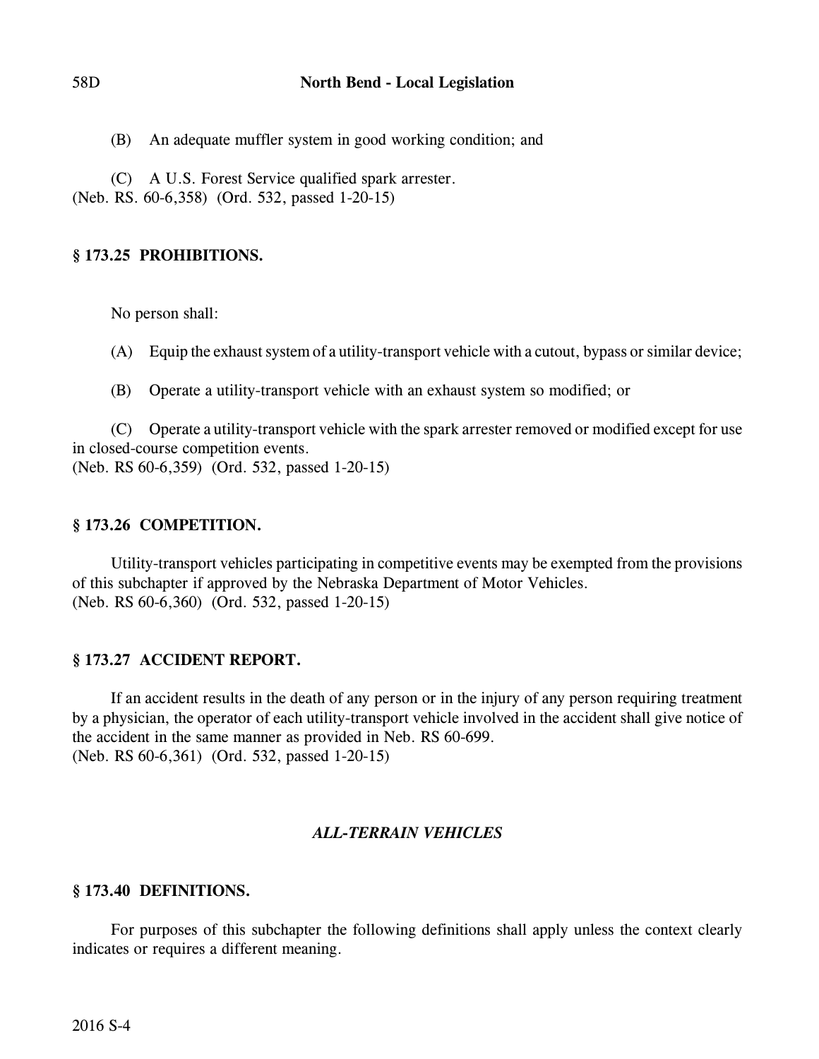(B) An adequate muffler system in good working condition; and

(C) A U.S. Forest Service qualified spark arrester.
(Neb. RS. 60-6,358) (Ord. 532, passed 1-20-15)

### § 173.25 PROHIBITIONS.

No person shall:

(A) Equip the exhaust system of a utility-transport vehicle with a cutout, bypass or similar device;

(B) Operate a utility-transport vehicle with an exhaust system so modified; or

(C) Operate a utility-transport vehicle with the spark arrester removed or modified except for use in closed-course competition events.
(Neb. RS 60-6,359) (Ord. 532, passed 1-20-15)

### § 173.26 COMPETITION.

Utility-transport vehicles participating in competitive events may be exempted from the provisions of this subchapter if approved by the Nebraska Department of Motor Vehicles.
(Neb. RS 60-6,360) (Ord. 532, passed 1-20-15)

### § 173.27 ACCIDENT REPORT.

If an accident results in the death of any person or in the injury of any person requiring treatment by a physician, the operator of each utility-transport vehicle involved in the accident shall give notice of the accident in the same manner as provided in Neb. RS 60-699.
(Neb. RS 60-6,361) (Ord. 532, passed 1-20-15)

## *ALL-TERRAIN VEHICLES*

### § 173.40 DEFINITIONS.

For purposes of this subchapter the following definitions shall apply unless the context clearly indicates or requires a different meaning.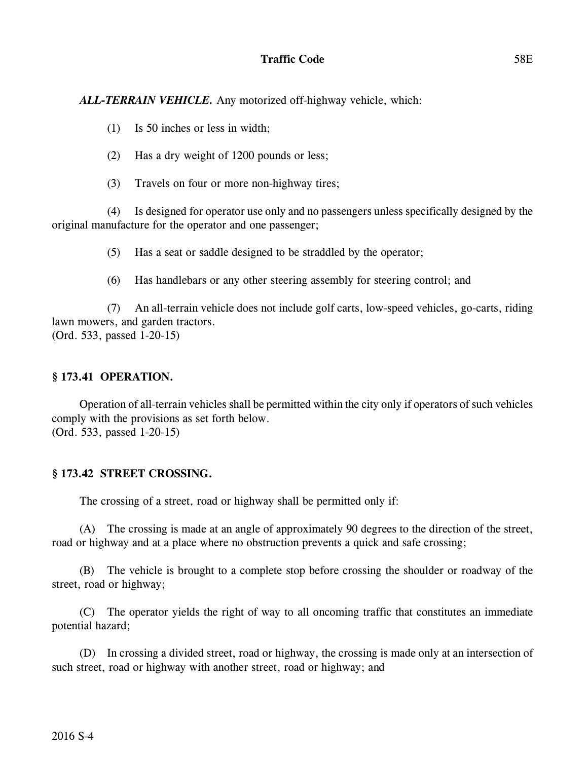***ALL-TERRAIN VEHICLE.*** Any motorized off-highway vehicle, which:

(1) Is 50 inches or less in width;

(2) Has a dry weight of 1200 pounds or less;

(3) Travels on four or more non-highway tires;

(4) Is designed for operator use only and no passengers unless specifically designed by the original manufacture for the operator and one passenger;

(5) Has a seat or saddle designed to be straddled by the operator;

(6) Has handlebars or any other steering assembly for steering control; and

(7) An all-terrain vehicle does not include golf carts, low-speed vehicles, go-carts, riding lawn mowers, and garden tractors.
(Ord. 533, passed 1-20-15)

### § 173.41 OPERATION.

Operation of all-terrain vehicles shall be permitted within the city only if operators of such vehicles comply with the provisions as set forth below.
(Ord. 533, passed 1-20-15)

### § 173.42 STREET CROSSING.

The crossing of a street, road or highway shall be permitted only if:

(A) The crossing is made at an angle of approximately 90 degrees to the direction of the street, road or highway and at a place where no obstruction prevents a quick and safe crossing;

(B) The vehicle is brought to a complete stop before crossing the shoulder or roadway of the street, road or highway;

(C) The operator yields the right of way to all oncoming traffic that constitutes an immediate potential hazard;

(D) In crossing a divided street, road or highway, the crossing is made only at an intersection of such street, road or highway with another street, road or highway; and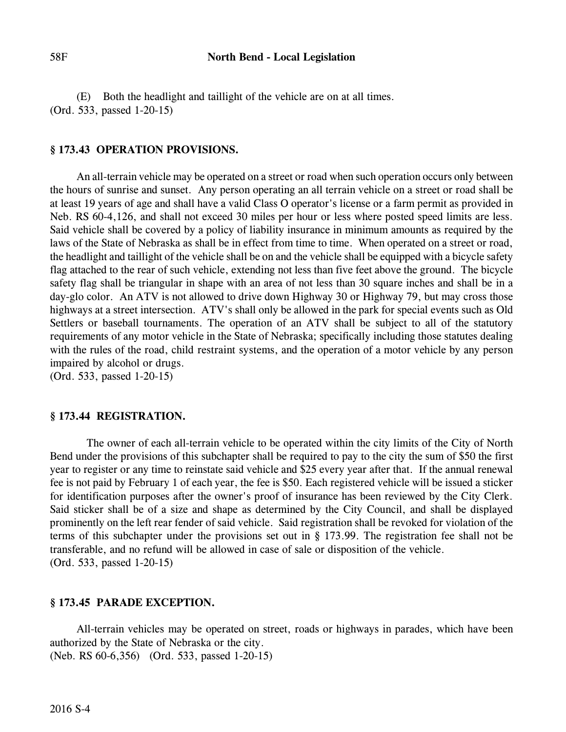(E) Both the headlight and taillight of the vehicle are on at all times.
(Ord. 533, passed 1-20-15)

### § 173.43 OPERATION PROVISIONS.

An all-terrain vehicle may be operated on a street or road when such operation occurs only between the hours of sunrise and sunset. Any person operating an all terrain vehicle on a street or road shall be at least 19 years of age and shall have a valid Class O operator's license or a farm permit as provided in Neb. RS 60-4,126, and shall not exceed 30 miles per hour or less where posted speed limits are less. Said vehicle shall be covered by a policy of liability insurance in minimum amounts as required by the laws of the State of Nebraska as shall be in effect from time to time. When operated on a street or road, the headlight and taillight of the vehicle shall be on and the vehicle shall be equipped with a bicycle safety flag attached to the rear of such vehicle, extending not less than five feet above the ground. The bicycle safety flag shall be triangular in shape with an area of not less than 30 square inches and shall be in a day-glo color. An ATV is not allowed to drive down Highway 30 or Highway 79, but may cross those highways at a street intersection. ATV's shall only be allowed in the park for special events such as Old Settlers or baseball tournaments. The operation of an ATV shall be subject to all of the statutory requirements of any motor vehicle in the State of Nebraska; specifically including those statutes dealing with the rules of the road, child restraint systems, and the operation of a motor vehicle by any person impaired by alcohol or drugs.
(Ord. 533, passed 1-20-15)

### § 173.44 REGISTRATION.

The owner of each all-terrain vehicle to be operated within the city limits of the City of North Bend under the provisions of this subchapter shall be required to pay to the city the sum of $50 the first year to register or any time to reinstate said vehicle and $25 every year after that. If the annual renewal fee is not paid by February 1 of each year, the fee is $50. Each registered vehicle will be issued a sticker for identification purposes after the owner's proof of insurance has been reviewed by the City Clerk. Said sticker shall be of a size and shape as determined by the City Council, and shall be displayed prominently on the left rear fender of said vehicle. Said registration shall be revoked for violation of the terms of this subchapter under the provisions set out in § 173.99. The registration fee shall not be transferable, and no refund will be allowed in case of sale or disposition of the vehicle.
(Ord. 533, passed 1-20-15)

### § 173.45 PARADE EXCEPTION.

All-terrain vehicles may be operated on street, roads or highways in parades, which have been authorized by the State of Nebraska or the city.
(Neb. RS 60-6,356) (Ord. 533, passed 1-20-15)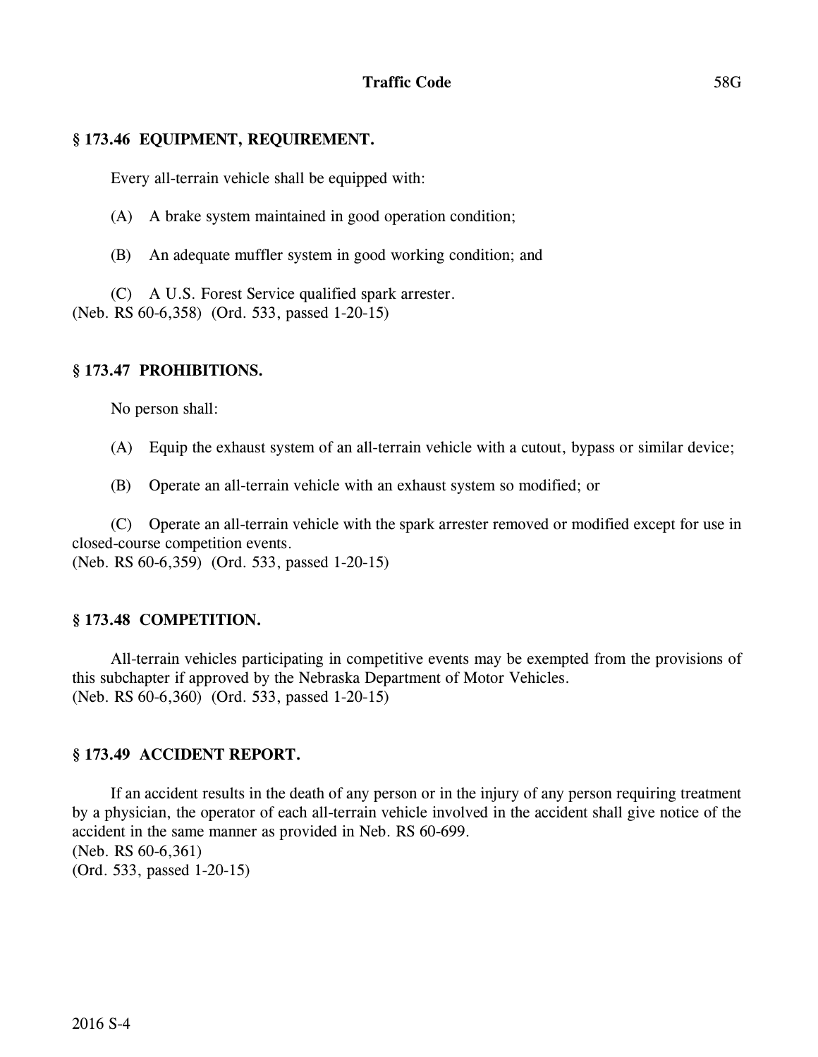### § 173.46 EQUIPMENT, REQUIREMENT.

Every all-terrain vehicle shall be equipped with:

(A) A brake system maintained in good operation condition;

(B) An adequate muffler system in good working condition; and

(C) A U.S. Forest Service qualified spark arrester.
(Neb. RS 60-6,358) (Ord. 533, passed 1-20-15)

### § 173.47 PROHIBITIONS.

No person shall:

(A) Equip the exhaust system of an all-terrain vehicle with a cutout, bypass or similar device;

(B) Operate an all-terrain vehicle with an exhaust system so modified; or

(C) Operate an all-terrain vehicle with the spark arrester removed or modified except for use in closed-course competition events.
(Neb. RS 60-6,359) (Ord. 533, passed 1-20-15)

### § 173.48 COMPETITION.

All-terrain vehicles participating in competitive events may be exempted from the provisions of this subchapter if approved by the Nebraska Department of Motor Vehicles.
(Neb. RS 60-6,360) (Ord. 533, passed 1-20-15)

### § 173.49 ACCIDENT REPORT.

If an accident results in the death of any person or in the injury of any person requiring treatment by a physician, the operator of each all-terrain vehicle involved in the accident shall give notice of the accident in the same manner as provided in Neb. RS 60-699.
(Neb. RS 60-6,361)
(Ord. 533, passed 1-20-15)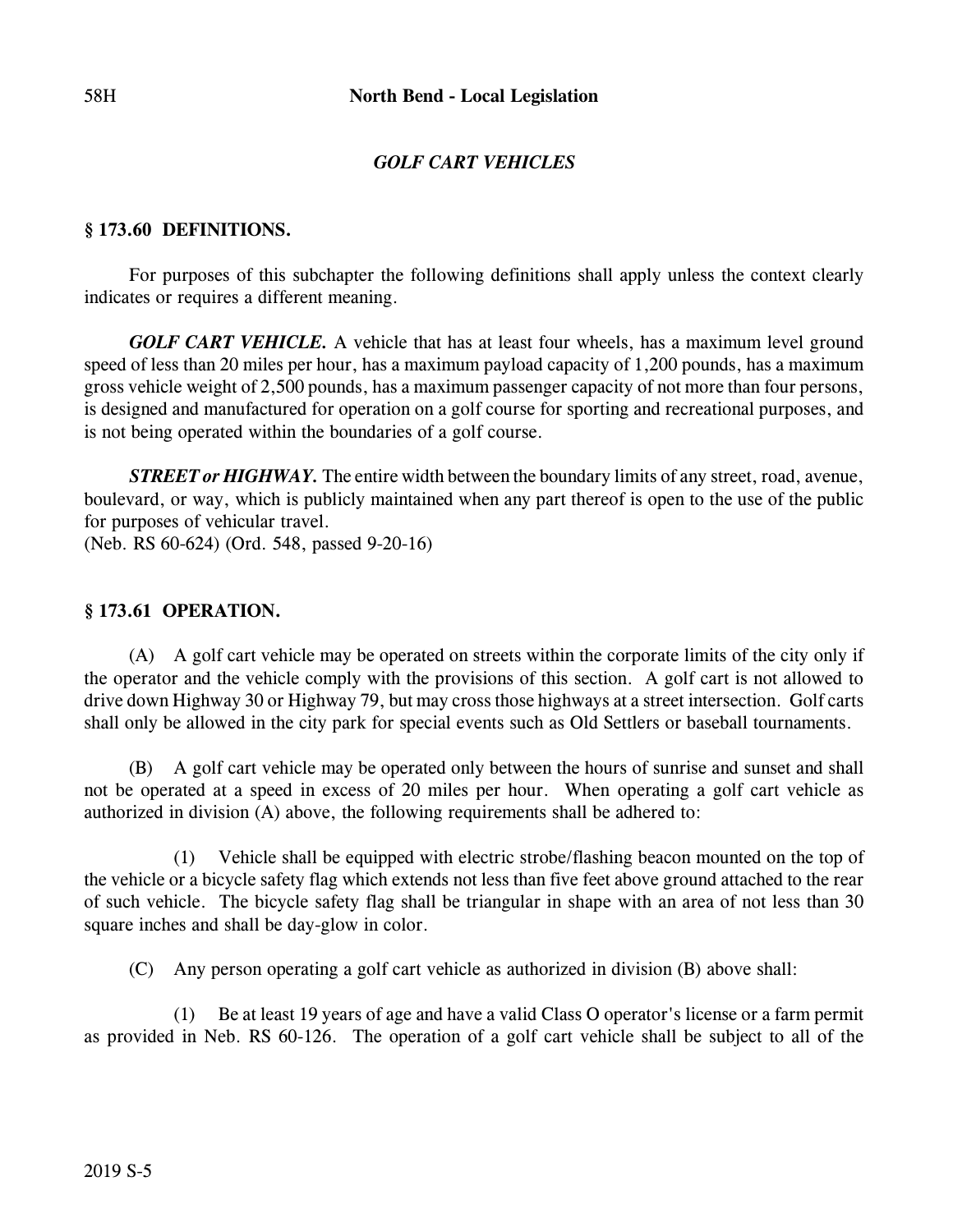## *GOLF CART VEHICLES*

### § 173.60 DEFINITIONS.

For purposes of this subchapter the following definitions shall apply unless the context clearly indicates or requires a different meaning.

***GOLF CART VEHICLE.*** A vehicle that has at least four wheels, has a maximum level ground speed of less than 20 miles per hour, has a maximum payload capacity of 1,200 pounds, has a maximum gross vehicle weight of 2,500 pounds, has a maximum passenger capacity of not more than four persons, is designed and manufactured for operation on a golf course for sporting and recreational purposes, and is not being operated within the boundaries of a golf course.

***STREET or HIGHWAY.*** The entire width between the boundary limits of any street, road, avenue, boulevard, or way, which is publicly maintained when any part thereof is open to the use of the public for purposes of vehicular travel.
(Neb. RS 60-624) (Ord. 548, passed 9-20-16)

### § 173.61 OPERATION.

(A) A golf cart vehicle may be operated on streets within the corporate limits of the city only if the operator and the vehicle comply with the provisions of this section. A golf cart is not allowed to drive down Highway 30 or Highway 79, but may cross those highways at a street intersection. Golf carts shall only be allowed in the city park for special events such as Old Settlers or baseball tournaments.

(B) A golf cart vehicle may be operated only between the hours of sunrise and sunset and shall not be operated at a speed in excess of 20 miles per hour. When operating a golf cart vehicle as authorized in division (A) above, the following requirements shall be adhered to:

(1) Vehicle shall be equipped with electric strobe/flashing beacon mounted on the top of the vehicle or a bicycle safety flag which extends not less than five feet above ground attached to the rear of such vehicle. The bicycle safety flag shall be triangular in shape with an area of not less than 30 square inches and shall be day-glow in color.

(C) Any person operating a golf cart vehicle as authorized in division (B) above shall:

(1) Be at least 19 years of age and have a valid Class O operator's license or a farm permit as provided in Neb. RS 60-126. The operation of a golf cart vehicle shall be subject to all of the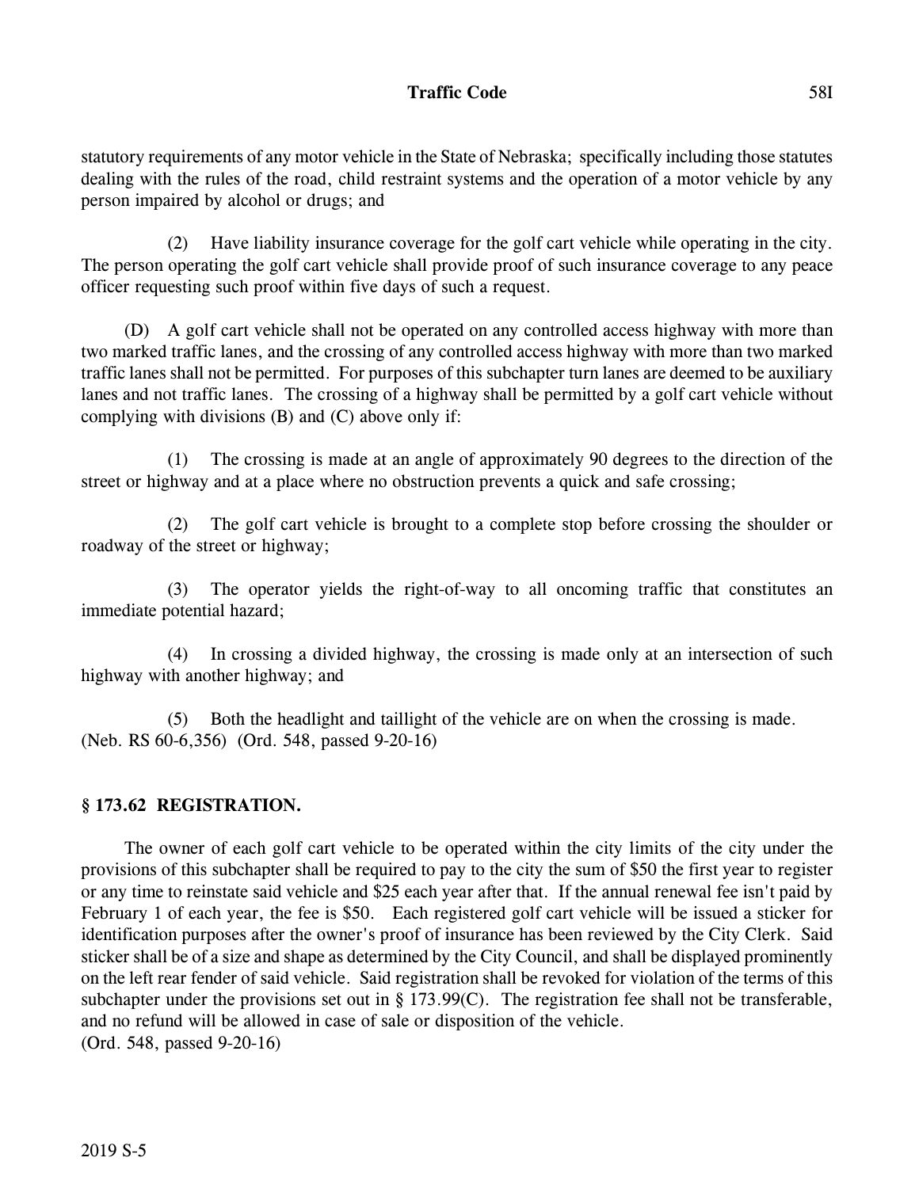statutory requirements of any motor vehicle in the State of Nebraska; specifically including those statutes dealing with the rules of the road, child restraint systems and the operation of a motor vehicle by any person impaired by alcohol or drugs; and

(2) Have liability insurance coverage for the golf cart vehicle while operating in the city. The person operating the golf cart vehicle shall provide proof of such insurance coverage to any peace officer requesting such proof within five days of such a request.

(D) A golf cart vehicle shall not be operated on any controlled access highway with more than two marked traffic lanes, and the crossing of any controlled access highway with more than two marked traffic lanes shall not be permitted. For purposes of this subchapter turn lanes are deemed to be auxiliary lanes and not traffic lanes. The crossing of a highway shall be permitted by a golf cart vehicle without complying with divisions (B) and (C) above only if:

(1) The crossing is made at an angle of approximately 90 degrees to the direction of the street or highway and at a place where no obstruction prevents a quick and safe crossing;

(2) The golf cart vehicle is brought to a complete stop before crossing the shoulder or roadway of the street or highway;

(3) The operator yields the right-of-way to all oncoming traffic that constitutes an immediate potential hazard;

(4) In crossing a divided highway, the crossing is made only at an intersection of such highway with another highway; and

(5) Both the headlight and taillight of the vehicle are on when the crossing is made.
(Neb. RS 60-6,356) (Ord. 548, passed 9-20-16)

### § 173.62 REGISTRATION.

The owner of each golf cart vehicle to be operated within the city limits of the city under the provisions of this subchapter shall be required to pay to the city the sum of $50 the first year to register or any time to reinstate said vehicle and $25 each year after that. If the annual renewal fee isn't paid by February 1 of each year, the fee is $50. Each registered golf cart vehicle will be issued a sticker for identification purposes after the owner's proof of insurance has been reviewed by the City Clerk. Said sticker shall be of a size and shape as determined by the City Council, and shall be displayed prominently on the left rear fender of said vehicle. Said registration shall be revoked for violation of the terms of this subchapter under the provisions set out in § 173.99(C). The registration fee shall not be transferable, and no refund will be allowed in case of sale or disposition of the vehicle.
(Ord. 548, passed 9-20-16)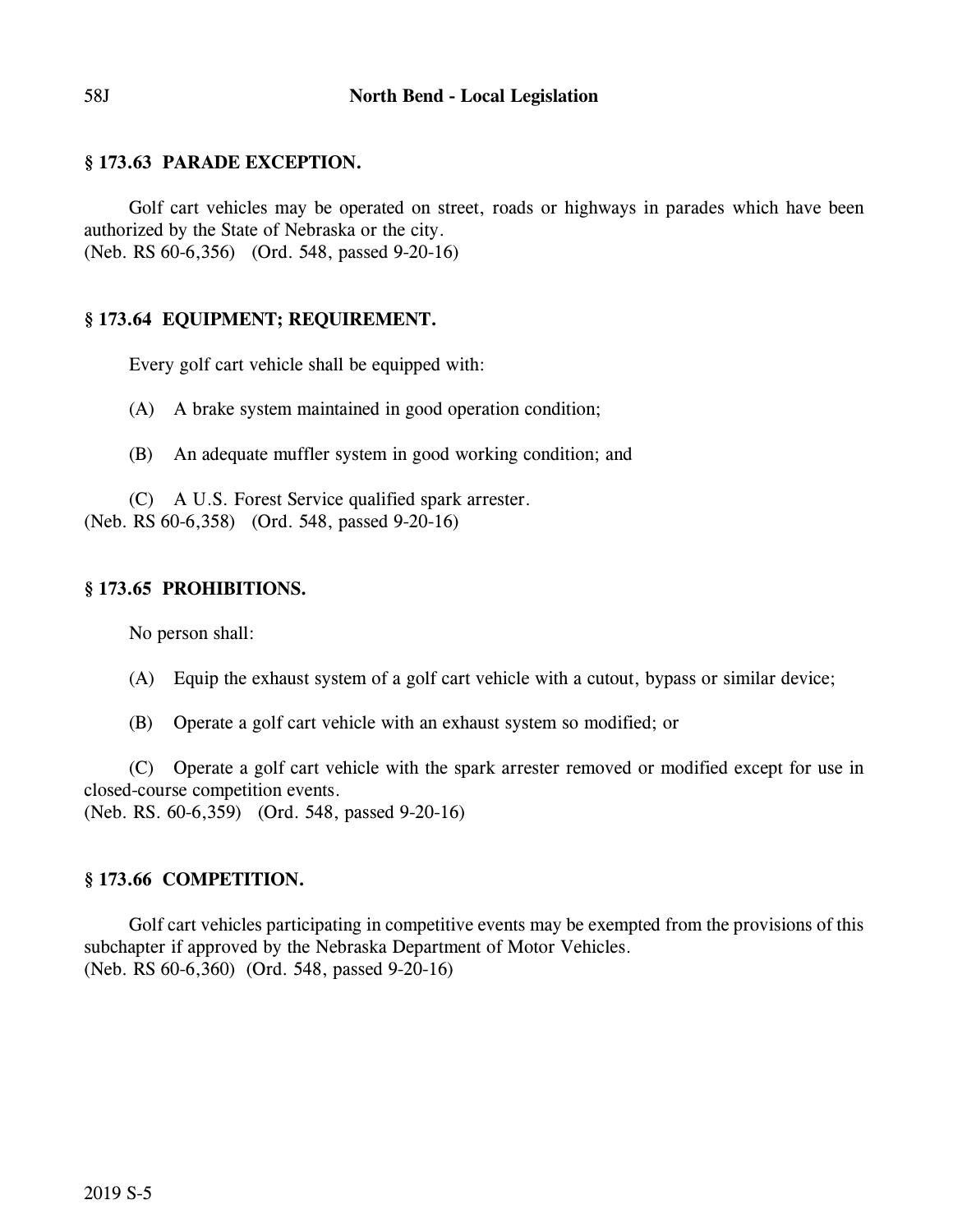### § 173.63 PARADE EXCEPTION.

Golf cart vehicles may be operated on street, roads or highways in parades which have been authorized by the State of Nebraska or the city.
(Neb. RS 60-6,356) (Ord. 548, passed 9-20-16)

### § 173.64 EQUIPMENT; REQUIREMENT.

Every golf cart vehicle shall be equipped with:

(A) A brake system maintained in good operation condition;

(B) An adequate muffler system in good working condition; and

(C) A U.S. Forest Service qualified spark arrester.
(Neb. RS 60-6,358) (Ord. 548, passed 9-20-16)

### § 173.65 PROHIBITIONS.

No person shall:

(A) Equip the exhaust system of a golf cart vehicle with a cutout, bypass or similar device;

(B) Operate a golf cart vehicle with an exhaust system so modified; or

(C) Operate a golf cart vehicle with the spark arrester removed or modified except for use in closed-course competition events.
(Neb. RS. 60-6,359) (Ord. 548, passed 9-20-16)

### § 173.66 COMPETITION.

Golf cart vehicles participating in competitive events may be exempted from the provisions of this subchapter if approved by the Nebraska Department of Motor Vehicles.
(Neb. RS 60-6,360) (Ord. 548, passed 9-20-16)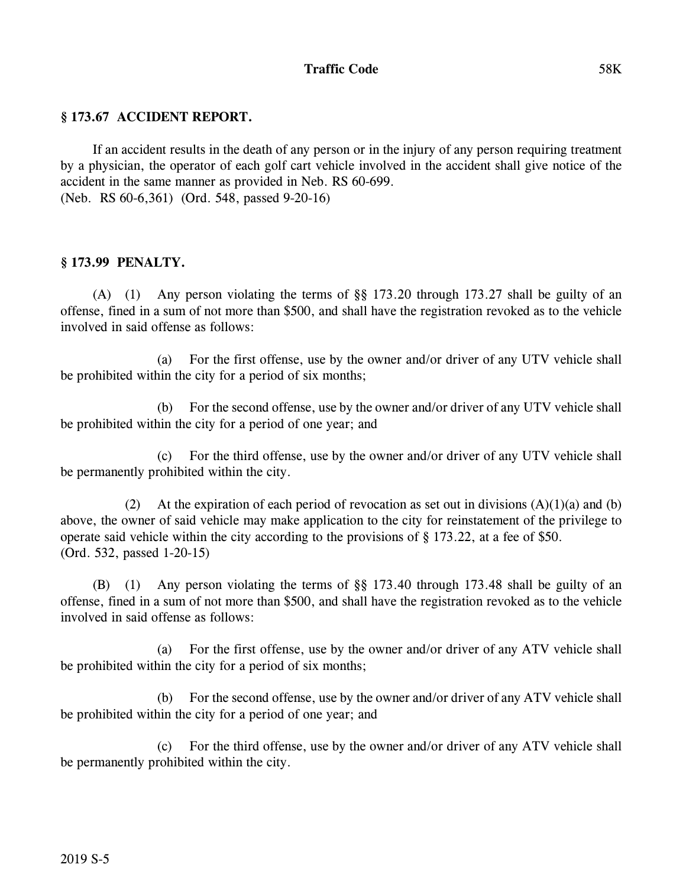## § 173.67 ACCIDENT REPORT.

If an accident results in the death of any person or in the injury of any person requiring treatment by a physician, the operator of each golf cart vehicle involved in the accident shall give notice of the accident in the same manner as provided in Neb. RS 60-699.
(Neb. RS 60-6,361) (Ord. 548, passed 9-20-16)

## § 173.99 PENALTY.

(A) (1) Any person violating the terms of §§ 173.20 through 173.27 shall be guilty of an offense, fined in a sum of not more than $500, and shall have the registration revoked as to the vehicle involved in said offense as follows:

(a) For the first offense, use by the owner and/or driver of any UTV vehicle shall be prohibited within the city for a period of six months;

(b) For the second offense, use by the owner and/or driver of any UTV vehicle shall be prohibited within the city for a period of one year; and

(c) For the third offense, use by the owner and/or driver of any UTV vehicle shall be permanently prohibited within the city.

(2) At the expiration of each period of revocation as set out in divisions (A)(1)(a) and (b) above, the owner of said vehicle may make application to the city for reinstatement of the privilege to operate said vehicle within the city according to the provisions of § 173.22, at a fee of $50.
(Ord. 532, passed 1-20-15)

(B) (1) Any person violating the terms of §§ 173.40 through 173.48 shall be guilty of an offense, fined in a sum of not more than $500, and shall have the registration revoked as to the vehicle involved in said offense as follows:

(a) For the first offense, use by the owner and/or driver of any ATV vehicle shall be prohibited within the city for a period of six months;

(b) For the second offense, use by the owner and/or driver of any ATV vehicle shall be prohibited within the city for a period of one year; and

(c) For the third offense, use by the owner and/or driver of any ATV vehicle shall be permanently prohibited within the city.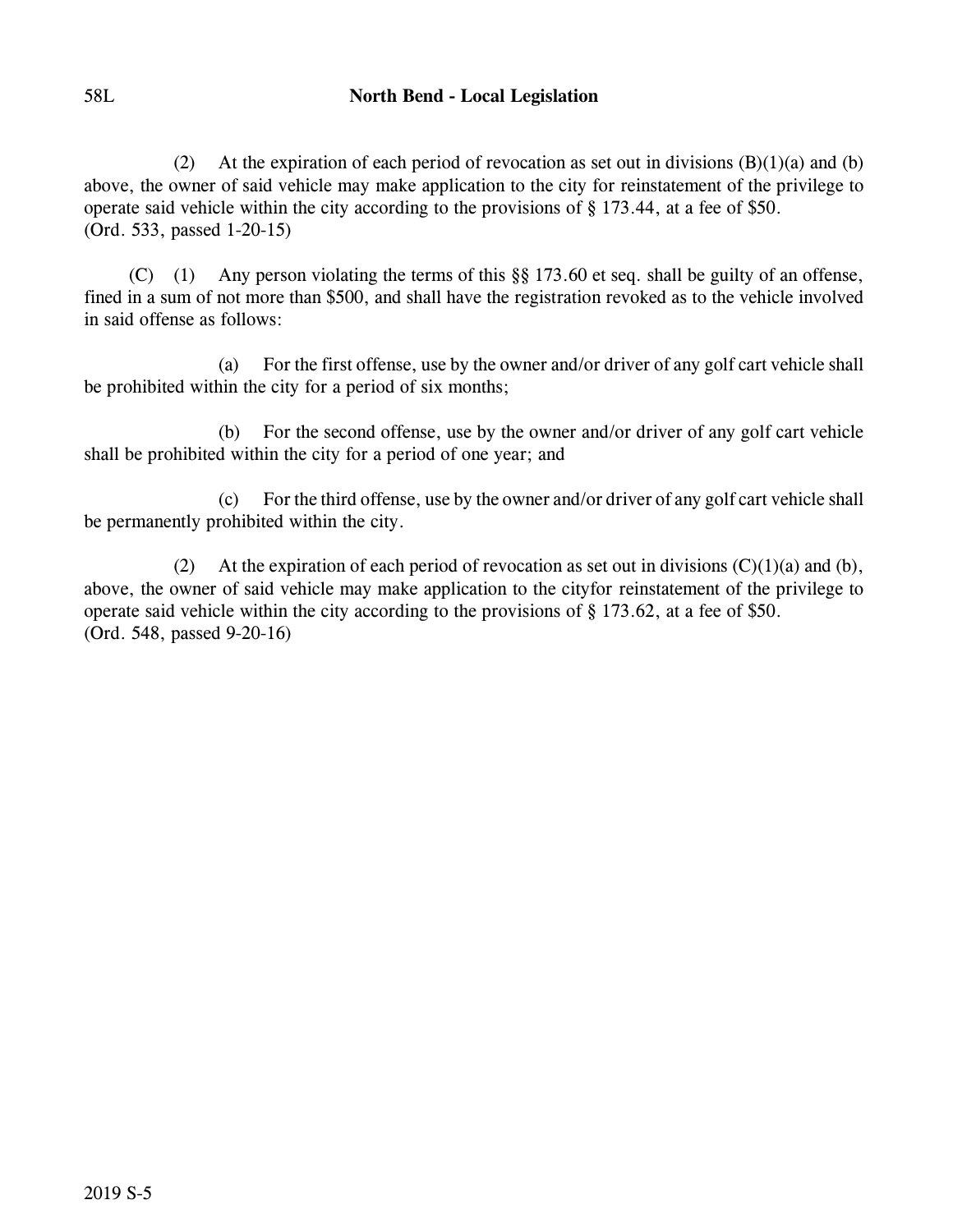(2) At the expiration of each period of revocation as set out in divisions (B)(1)(a) and (b) above, the owner of said vehicle may make application to the city for reinstatement of the privilege to operate said vehicle within the city according to the provisions of § 173.44, at a fee of $50.
(Ord. 533, passed 1-20-15)

(C) (1) Any person violating the terms of this §§ 173.60 et seq. shall be guilty of an offense, fined in a sum of not more than $500, and shall have the registration revoked as to the vehicle involved in said offense as follows:

(a) For the first offense, use by the owner and/or driver of any golf cart vehicle shall be prohibited within the city for a period of six months;

(b) For the second offense, use by the owner and/or driver of any golf cart vehicle shall be prohibited within the city for a period of one year; and

(c) For the third offense, use by the owner and/or driver of any golf cart vehicle shall be permanently prohibited within the city.

(2) At the expiration of each period of revocation as set out in divisions (C)(1)(a) and (b), above, the owner of said vehicle may make application to the cityfor reinstatement of the privilege to operate said vehicle within the city according to the provisions of § 173.62, at a fee of $50.
(Ord. 548, passed 9-20-16)